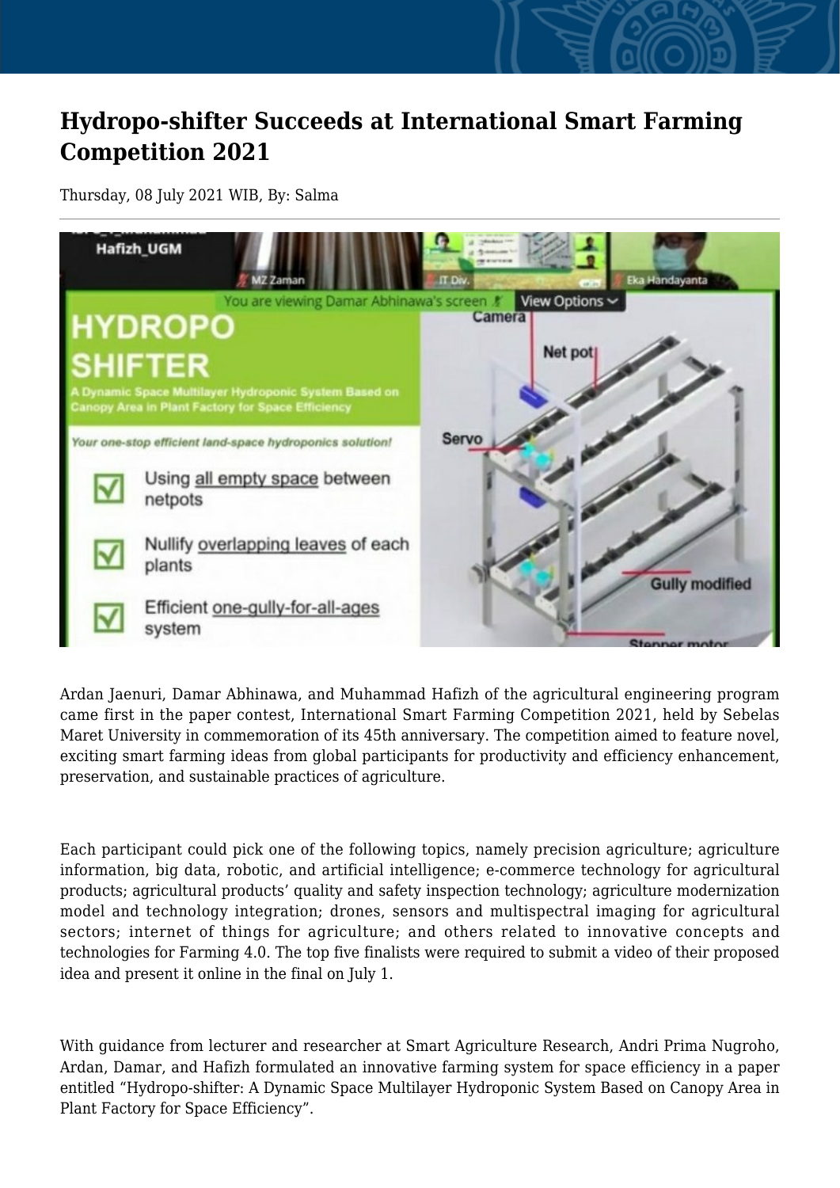# Hydropo-shifter Succeeds at International Smart Farming Competition 2021

Thursday, 08 July 2021 WIB, By: Salma

Ardan Jaenuri, Damar Abhinawa, and Muhammad Hafizh of the agricultural engineering program came first in the paper contest, International Smart Farming Competition 2021, held by Sebelas Maret University in commemoration of its 45th anniversary. The competition aimed to feature novel, exciting smart farming ideas from global participants for productivity and efficiency enhancement, preservation, and sustainable practices of agriculture.

Each participant could pick one of the following topics, namely precision agriculture; agriculture information, big data, robotic, and artificial intelligence; e-commerce technology for agricultural products; agricultural products' quality and safety inspection technology; agriculture modernization model and technology integration; drones, sensors and multispectral imaging for agricultural sectors; internet of things for agriculture; and others related to innovative concepts and technologies for Farming 4.0. The top five finalists were required to submit a video of their proposed idea and present it online in the final on July 1.

With guidance from lecturer and researcher at Smart Agriculture Research, Andri Prima Nugroho, Ardan, Damar, and Hafizh formulated an innovative farming system for space efficiency in a paper entitled "Hydropo-shifter: A Dynamic Space Multilayer Hydroponic System Based on Canopy Area in Plant Factory for Space Efficiency".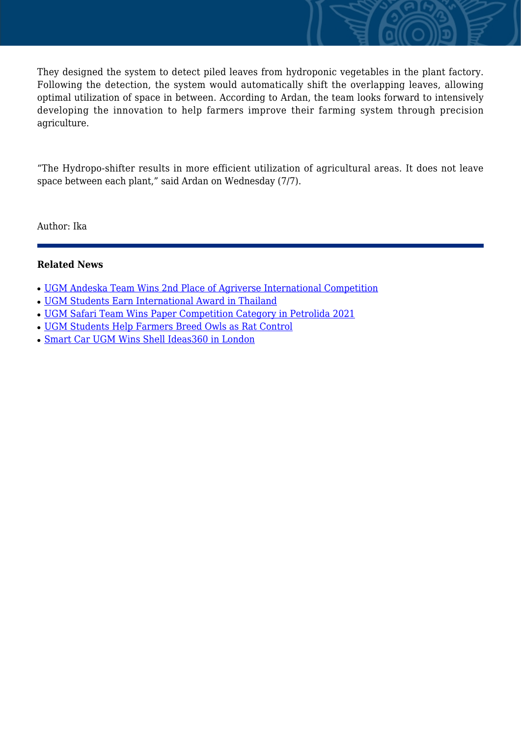They designed the system to detect piled leaves from hydroponic vegetables in the plant factory. Following the detection, the system would automatically shift the overlapping leaves, allowing optimal utilization of space in between. According to Ardan, the team looks forward to intensively developing the innovation to help farmers improve their farming system through precision agriculture.

"The Hydropo-shifter results in more efficient utilization of agricultural areas. It does not leave space between each plant," said Ardan on Wednesday (7/7).

Author: Ika

---

**Related News**

- UGM Andeska Team Wins 2nd Place of Agriverse International Competition
- UGM Students Earn International Award in Thailand
- UGM Safari Team Wins Paper Competition Category in Petrolida 2021
- UGM Students Help Farmers Breed Owls as Rat Control
- Smart Car UGM Wins Shell Ideas360 in London